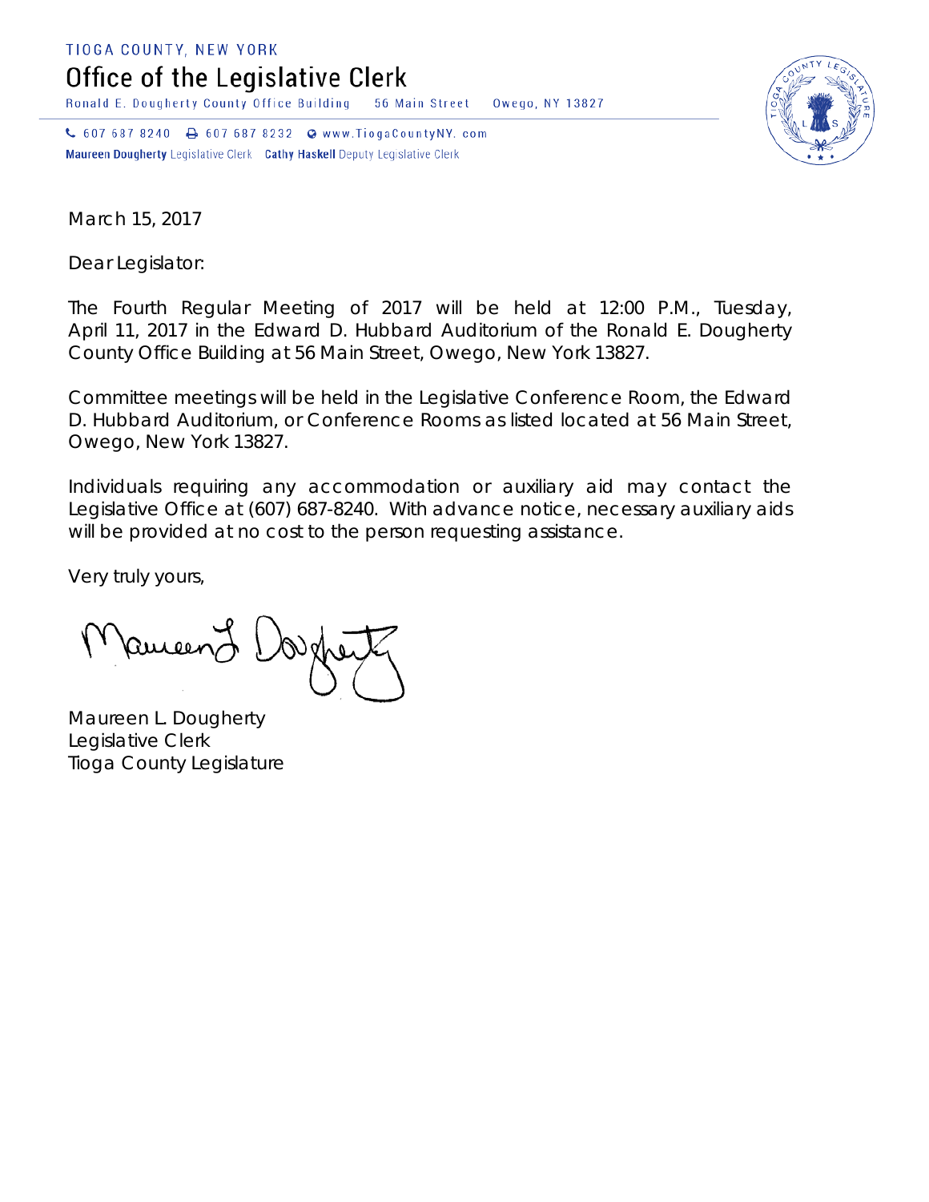TIOGA COUNTY, NEW YORK

# Office of the Legislative Clerk

Ronald E. Dougherty County Office Building    56 Main Street    Owego, NY 13827

607 687 8240    607 687 8232    www.TiogaCountyNY.com

**Maureen Dougherty** Legislative Clerk    **Cathy Haskell** Deputy Legislative Clerk

March 15, 2017

Dear Legislator:

The Fourth Regular Meeting of 2017 will be held at 12:00 P.M., Tuesday, April 11, 2017 in the Edward D. Hubbard Auditorium of the Ronald E. Dougherty County Office Building at 56 Main Street, Owego, New York 13827.

Committee meetings will be held in the Legislative Conference Room, the Edward D. Hubbard Auditorium, or Conference Rooms as listed located at 56 Main Street, Owego, New York 13827.

Individuals requiring any accommodation or auxiliary aid may contact the Legislative Office at (607) 687-8240. With advance notice, necessary auxiliary aids will be provided at no cost to the person requesting assistance.

Very truly yours,

Maureen L. Dougherty
Legislative Clerk
Tioga County Legislature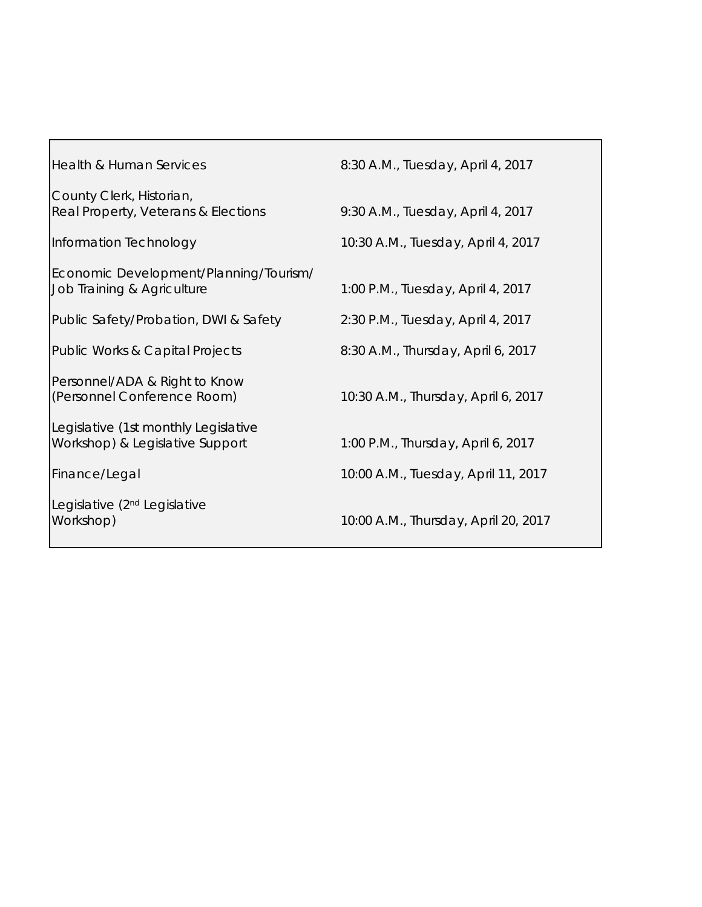| | |
|---|---|
| Health & Human Services | 8:30 A.M., Tuesday, April 4, 2017 |
| County Clerk, Historian, Real Property, Veterans & Elections | 9:30 A.M., Tuesday, April 4, 2017 |
| Information Technology | 10:30 A.M., Tuesday, April 4, 2017 |
| Economic Development/Planning/Tourism/ Job Training & Agriculture | 1:00 P.M., Tuesday, April 4, 2017 |
| Public Safety/Probation, DWI & Safety | 2:30 P.M., Tuesday, April 4, 2017 |
| Public Works & Capital Projects | 8:30 A.M., Thursday, April 6, 2017 |
| Personnel/ADA & Right to Know (Personnel Conference Room) | 10:30 A.M., Thursday, April 6, 2017 |
| Legislative (1st monthly Legislative Workshop) & Legislative Support | 1:00 P.M., Thursday, April 6, 2017 |
| Finance/Legal | 10:00 A.M., Tuesday, April 11, 2017 |
| Legislative (2nd Legislative Workshop) | 10:00 A.M., Thursday, April 20, 2017 |